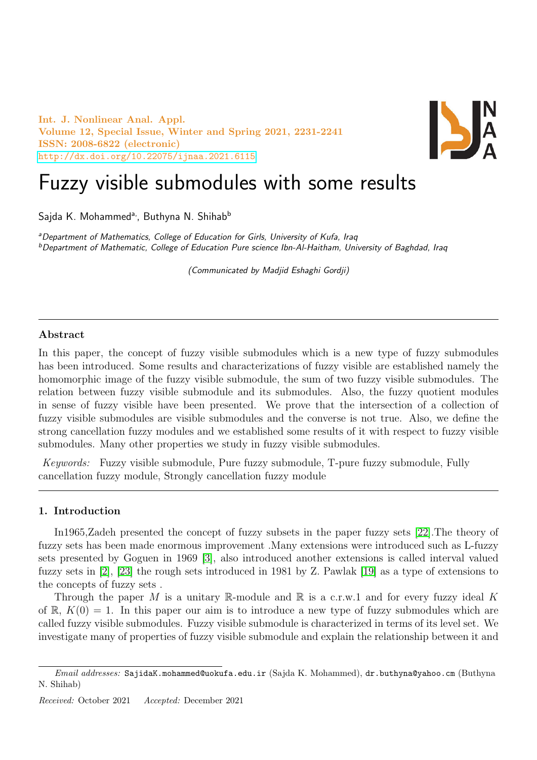# Fuzzy visible submodules with some results

Sajda K. Mohammed[a], Buthyna N. Shihab[b]

[a]Department of Mathematics, College of Education for Girls, University of Kufa, Iraq
[b]Department of Mathematic, College of Education Pure science Ibn-Al-Haitham, University of Baghdad, Iraq

(Communicated by Madjid Eshaghi Gordji)

---

**Abstract**

In this paper, the concept of fuzzy visible submodules which is a new type of fuzzy submodules has been introduced. Some results and characterizations of fuzzy visible are established namely the homomorphic image of the fuzzy visible submodule, the sum of two fuzzy visible submodules. The relation between fuzzy visible submodule and its submodules. Also, the fuzzy quotient modules in sense of fuzzy visible have been presented. We prove that the intersection of a collection of fuzzy visible submodules are visible submodules and the converse is not true. Also, we define the strong cancellation fuzzy modules and we established some results of it with respect to fuzzy visible submodules. Many other properties we study in fuzzy visible submodules.

*Keywords:* Fuzzy visible submodule, Pure fuzzy submodule, T-pure fuzzy submodule, Fully cancellation fuzzy module, Strongly cancellation fuzzy module

---

## 1. Introduction

In1965,Zadeh presented the concept of fuzzy subsets in the paper fuzzy sets [22].The theory of fuzzy sets has been made enormous improvement .Many extensions were introduced such as L-fuzzy sets presented by Goguen in 1969 [3], also introduced another extensions is called interval valued fuzzy sets in [2], [23] the rough sets introduced in 1981 by Z. Pawlak [19] as a type of extensions to the concepts of fuzzy sets .

Through the paper $M$ is a unitary $\mathbb{R}$-module and $\mathbb{R}$ is a c.r.w.1 and for every fuzzy ideal $K$ of $\mathbb{R}$, $K(0) = 1$. In this paper our aim is to introduce a new type of fuzzy submodules which are called fuzzy visible submodules. Fuzzy visible submodule is characterized in terms of its level set. We investigate many of properties of fuzzy visible submodule and explain the relationship between it and

---

*Email addresses:* SajidaK.mohammed@uokufa.edu.ir (Sajda K. Mohammed), dr.buthyna@yahoo.cm (Buthyna N. Shihab)

*Received:* October 2021 *Accepted:* December 2021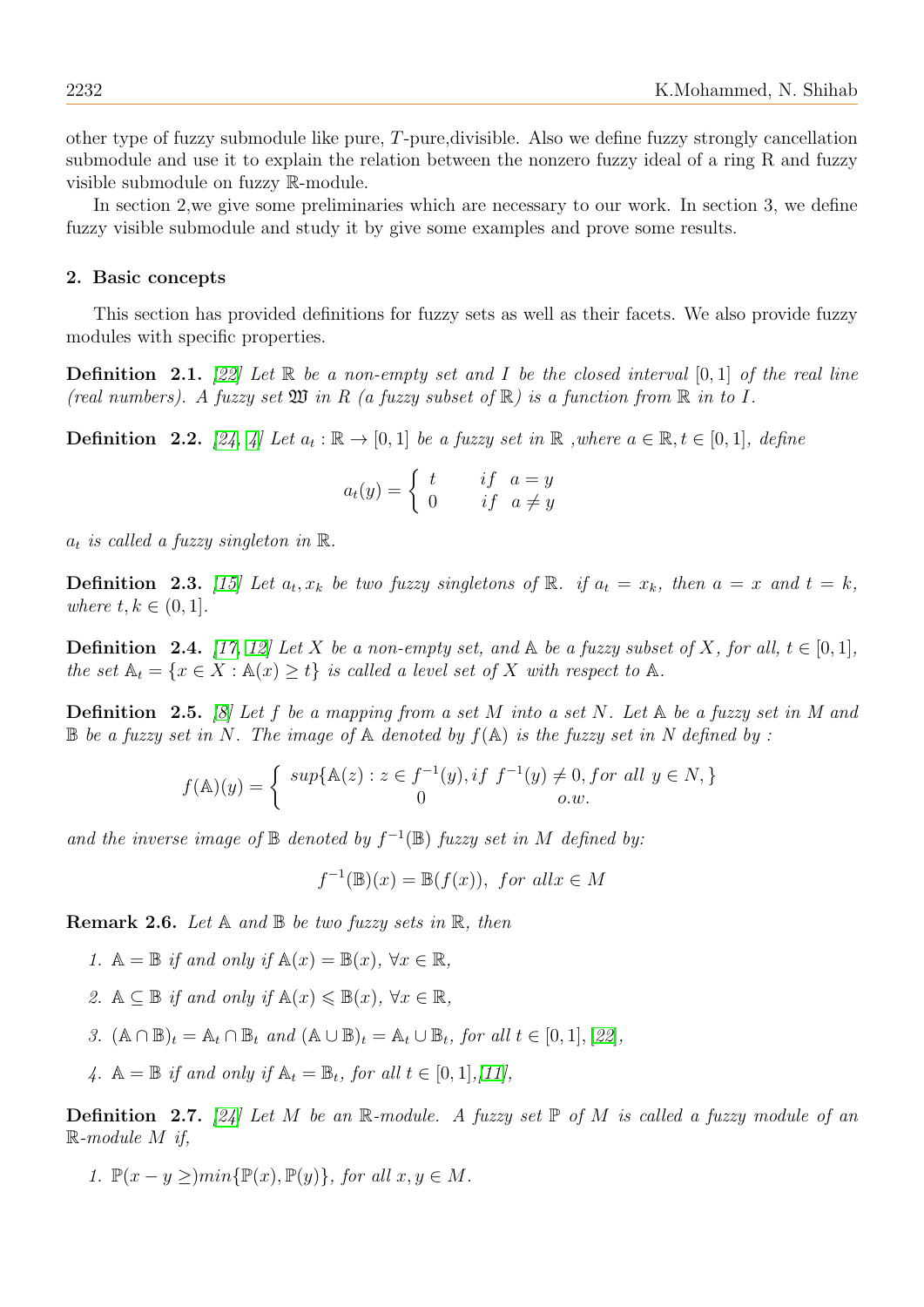other type of fuzzy submodule like pure, $T$-pure,divisible. Also we define fuzzy strongly cancellation submodule and use it to explain the relation between the nonzero fuzzy ideal of a ring R and fuzzy visible submodule on fuzzy $\mathbb{R}$-module.

In section 2,we give some preliminaries which are necessary to our work. In section 3, we define fuzzy visible submodule and study it by give some examples and prove some results.

## 2. Basic concepts

This section has provided definitions for fuzzy sets as well as their facets. We also provide fuzzy modules with specific properties.

**Definition 2.1.** *[22] Let $\mathbb{R}$ be a non-empty set and $I$ be the closed interval $[0,1]$ of the real line (real numbers). A fuzzy set $\mathfrak{W}$ in $R$ (a fuzzy subset of $\mathbb{R}$) is a function from $\mathbb{R}$ in to $I$.*

**Definition 2.2.** *[24, 4] Let $a_t : \mathbb{R} \to [0,1]$ be a fuzzy set in $\mathbb{R}$ ,where $a \in \mathbb{R}, t \in [0,1]$, define*

$$a_t(y) = \begin{cases} t & if \quad a = y \\ 0 & if \quad a \neq y \end{cases}$$

*$a_t$ is called a fuzzy singleton in $\mathbb{R}$.*

**Definition 2.3.** *[15] Let $a_t, x_k$ be two fuzzy singletons of $\mathbb{R}$. if $a_t = x_k$, then $a = x$ and $t = k$, where $t, k \in (0,1]$.*

**Definition 2.4.** *[17, 12] Let $X$ be a non-empty set, and $\mathbb{A}$ be a fuzzy subset of $X$, for all, $t \in [0,1]$, the set $\mathbb{A}_t = \{x \in X : \mathbb{A}(x) \geq t\}$ is called a level set of $X$ with respect to $\mathbb{A}$.*

**Definition 2.5.** *[8] Let $f$ be a mapping from a set $M$ into a set $N$. Let $\mathbb{A}$ be a fuzzy set in $M$ and $\mathbb{B}$ be a fuzzy set in $N$. The image of $\mathbb{A}$ denoted by $f(\mathbb{A})$ is the fuzzy set in $N$ defined by :*

$$f(\mathbb{A})(y) = \begin{cases} sup\{\mathbb{A}(z) : z \in f^{-1}(y), if \ f^{-1}(y) \neq 0, for \ all \ y \in N,\} \\ 0 \qquad\qquad\qquad\qquad\qquad o.w. \end{cases}$$

*and the inverse image of $\mathbb{B}$ denoted by $f^{-1}(\mathbb{B})$ fuzzy set in $M$ defined by:*

$$f^{-1}(\mathbb{B})(x) = \mathbb{B}(f(x)), \ for \ all x \in M$$

**Remark 2.6.** *Let $\mathbb{A}$ and $\mathbb{B}$ be two fuzzy sets in $\mathbb{R}$, then*

1. *$\mathbb{A} = \mathbb{B}$ if and only if $\mathbb{A}(x) = \mathbb{B}(x)$, $\forall x \in \mathbb{R}$,*
2. *$\mathbb{A} \subseteq \mathbb{B}$ if and only if $\mathbb{A}(x) \leqslant \mathbb{B}(x)$, $\forall x \in \mathbb{R}$,*
3. *$(\mathbb{A} \cap \mathbb{B})_t = \mathbb{A}_t \cap \mathbb{B}_t$ and $(\mathbb{A} \cup \mathbb{B})_t = \mathbb{A}_t \cup \mathbb{B}_t$, for all $t \in [0,1]$, [22],*
4. *$\mathbb{A} = \mathbb{B}$ if and only if $\mathbb{A}_t = \mathbb{B}_t$, for all $t \in [0,1]$,[11],*

**Definition 2.7.** *[24] Let $M$ be an $\mathbb{R}$-module. A fuzzy set $\mathbb{P}$ of $M$ is called a fuzzy module of an $\mathbb{R}$-module $M$ if,*

1. *$\mathbb{P}(x - y \geq) min\{\mathbb{P}(x), \mathbb{P}(y)\}$, for all $x, y \in M$.*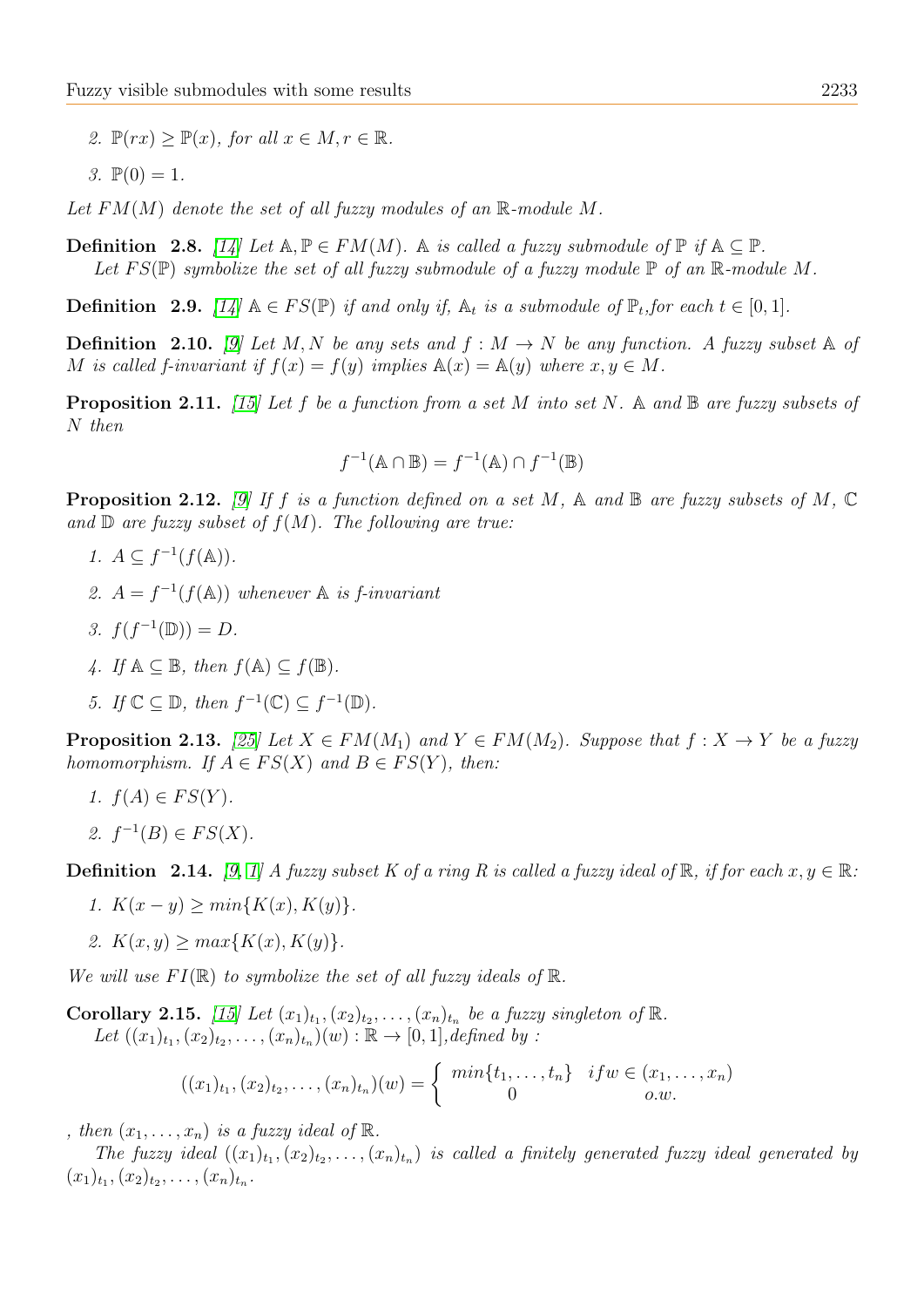2. $\mathbb{P}(rx) \geq \mathbb{P}(x)$, *for all* $x \in M, r \in \mathbb{R}$.

3. $\mathbb{P}(0) = 1$.

*Let* $FM(M)$ *denote the set of all fuzzy modules of an* $\mathbb{R}$*-module* $M$.

**Definition 2.8.** *[14] Let* $\mathbb{A}, \mathbb{P} \in FM(M)$. $\mathbb{A}$ *is called a fuzzy submodule of* $\mathbb{P}$ *if* $\mathbb{A} \subseteq \mathbb{P}$.
*Let* $FS(\mathbb{P})$ *symbolize the set of all fuzzy submodule of a fuzzy module* $\mathbb{P}$ *of an* $\mathbb{R}$*-module* $M$.

**Definition 2.9.** *[14]* $\mathbb{A} \in FS(\mathbb{P})$ *if and only if,* $\mathbb{A}_t$ *is a submodule of* $\mathbb{P}_t$*, for each* $t \in [0, 1]$.

**Definition 2.10.** *[9] Let* $M, N$ *be any sets and* $f : M \to N$ *be any function. A fuzzy subset* $\mathbb{A}$ *of* $M$ *is called f-invariant if* $f(x) = f(y)$ *implies* $\mathbb{A}(x) = \mathbb{A}(y)$ *where* $x, y \in M$.

**Proposition 2.11.** *[15] Let* $f$ *be a function from a set* $M$ *into set* $N$. $\mathbb{A}$ *and* $\mathbb{B}$ *are fuzzy subsets of* $N$ *then*

$$f^{-1}(\mathbb{A} \cap \mathbb{B}) = f^{-1}(\mathbb{A}) \cap f^{-1}(\mathbb{B})$$

**Proposition 2.12.** *[9] If* $f$ *is a function defined on a set* $M$, $\mathbb{A}$ *and* $\mathbb{B}$ *are fuzzy subsets of* $M$, $\mathbb{C}$ *and* $\mathbb{D}$ *are fuzzy subset of* $f(M)$. *The following are true:*

1. $A \subseteq f^{-1}(f(\mathbb{A}))$.

2. $A = f^{-1}(f(\mathbb{A}))$ *whenever* $\mathbb{A}$ *is f-invariant*

3. $f(f^{-1}(\mathbb{D})) = D$.

4. *If* $\mathbb{A} \subseteq \mathbb{B}$, *then* $f(\mathbb{A}) \subseteq f(\mathbb{B})$.

5. *If* $\mathbb{C} \subseteq \mathbb{D}$, *then* $f^{-1}(\mathbb{C}) \subseteq f^{-1}(\mathbb{D})$.

**Proposition 2.13.** *[25] Let* $X \in FM(M_1)$ *and* $Y \in FM(M_2)$. *Suppose that* $f : X \to Y$ *be a fuzzy homomorphism. If* $A \in FS(X)$ *and* $B \in FS(Y)$, *then:*

1. $f(A) \in FS(Y)$.

2. $f^{-1}(B) \in FS(X)$.

**Definition 2.14.** *[9, 1] A fuzzy subset* $K$ *of a ring* $R$ *is called a fuzzy ideal of* $\mathbb{R}$, *if for each* $x, y \in \mathbb{R}$:

1. $K(x - y) \geq min\{K(x), K(y)\}$.

2. $K(x, y) \geq max\{K(x), K(y)\}$.

*We will use* $FI(\mathbb{R})$ *to symbolize the set of all fuzzy ideals of* $\mathbb{R}$.

**Corollary 2.15.** *[15] Let* $(x_1)_{t_1}, (x_2)_{t_2}, \ldots, (x_n)_{t_n}$ *be a fuzzy singleton of* $\mathbb{R}$.
*Let* $((x_1)_{t_1}, (x_2)_{t_2}, \ldots, (x_n)_{t_n})(w) : \mathbb{R} \to [0, 1]$, *defined by :*

$$((x_1)_{t_1}, (x_2)_{t_2}, \ldots, (x_n)_{t_n})(w) = \begin{cases} min\{t_1, \ldots, t_n\} & if w \in (x_1, \ldots, x_n) \\ 0 & o.w. \end{cases}$$

*, then* $(x_1, \ldots, x_n)$ *is a fuzzy ideal of* $\mathbb{R}$.

*The fuzzy ideal* $((x_1)_{t_1}, (x_2)_{t_2}, \ldots, (x_n)_{t_n})$ *is called a finitely generated fuzzy ideal generated by* $(x_1)_{t_1}, (x_2)_{t_2}, \ldots, (x_n)_{t_n}$.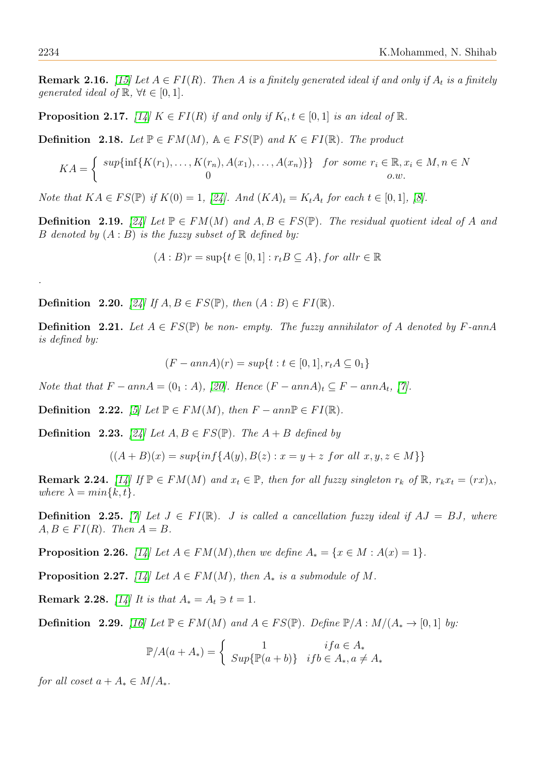**Remark 2.16.** [15] *Let $A \in FI(R)$. Then $A$ is a finitely generated ideal if and only if $A_t$ is a finitely generated ideal of $\mathbb{R}$, $\forall t \in [0, 1]$.*

**Proposition 2.17.** [14] *$K \in FI(R)$ if and only if $K_t, t \in [0, 1]$ is an ideal of $\mathbb{R}$.*

**Definition 2.18.** *Let $\mathbb{P} \in FM(M)$, $\mathbb{A} \in FS(\mathbb{P})$ and $K \in FI(\mathbb{R})$. The product*

$$KA = \begin{cases} sup\{\inf\{K(r_1), \ldots, K(r_n), A(x_1), \ldots, A(x_n)\}\} & for\ some\ r_i \in \mathbb{R}, x_i \in M, n \in N \\ 0 & o.w. \end{cases}$$

*Note that $KA \in FS(\mathbb{P})$ if $K(0) = 1$, [24]. And $(KA)_t = K_t A_t$ for each $t \in [0, 1]$, [8].*

**Definition 2.19.** [24] *Let $\mathbb{P} \in FM(M)$ and $A, B \in FS(\mathbb{P})$. The residual quotient ideal of $A$ and $B$ denoted by $(A : B)$ is the fuzzy subset of $\mathbb{R}$ defined by:*

$$(A : B)r = \sup\{t \in [0, 1] : r_t B \subseteq A\}, for\ all r \in \mathbb{R}$$

.

**Definition 2.20.** [24] *If $A, B \in FS(\mathbb{P})$, then $(A : B) \in FI(\mathbb{R})$.*

**Definition 2.21.** *Let $A \in FS(\mathbb{P})$ be non- empty. The fuzzy annihilator of $A$ denoted by $F$-$annA$ is defined by:*

$$(F - annA)(r) = sup\{t : t \in [0, 1], r_t A \subseteq 0_1\}$$

*Note that that $F - annA = (0_1 : A)$, [20]. Hence $(F - annA)_t \subseteq F - annA_t$, [7].*

**Definition 2.22.** [5] *Let $\mathbb{P} \in FM(M)$, then $F - ann\mathbb{P} \in FI(\mathbb{R})$.*

**Definition 2.23.** [24] *Let $A, B \in FS(\mathbb{P})$. The $A + B$ defined by*

$$((A + B)(x) = sup\{inf\{A(y), B(z) : x = y + z\ for\ all\ x, y, z \in M\}\}$$

**Remark 2.24.** [14] *If $\mathbb{P} \in FM(M)$ and $x_t \in \mathbb{P}$, then for all fuzzy singleton $r_k$ of $\mathbb{R}$, $r_k x_t = (rx)_\lambda$, where $\lambda = min\{k, t\}$.*

**Definition 2.25.** [7] *Let $J \in FI(\mathbb{R})$. $J$ is called a cancellation fuzzy ideal if $AJ = BJ$, where $A, B \in FI(R)$. Then $A = B$.*

**Proposition 2.26.** [14] *Let $A \in FM(M)$,then we define $A_* = \{x \in M : A(x) = 1\}$.*

**Proposition 2.27.** [14] *Let $A \in FM(M)$, then $A_*$ is a submodule of $M$.*

**Remark 2.28.** [14] *It is that $A_* = A_t \ni t = 1$.*

**Definition 2.29.** [16] *Let $\mathbb{P} \in FM(M)$ and $A \in FS(\mathbb{P})$. Define $\mathbb{P}/A : M/(A_* \to [0, 1]$ by:*

$$\mathbb{P}/A(a + A_*) = \begin{cases} 1 & if a \in A_* \\ Sup\{\mathbb{P}(a + b)\} & if b \in A_*, a \neq A_* \end{cases}$$

*for all coset $a + A_* \in M/A_*$.*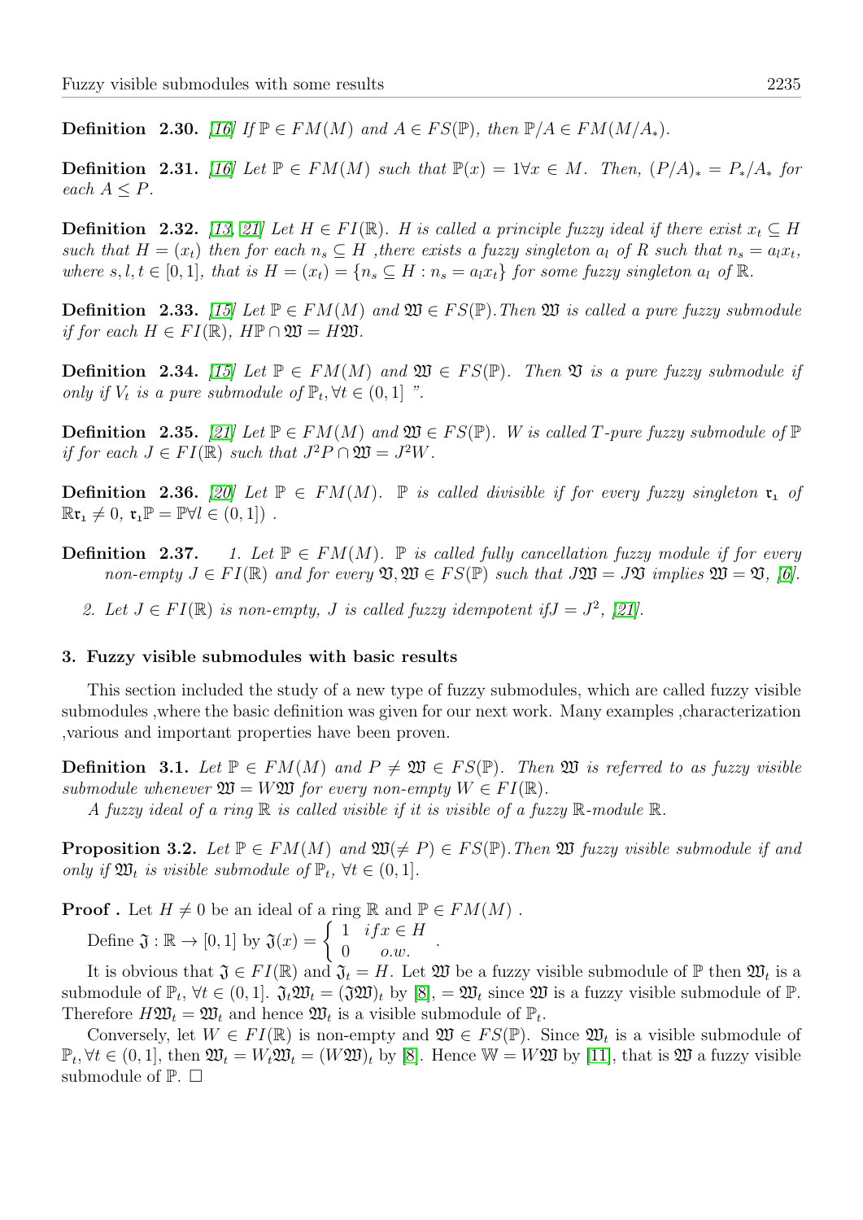**Definition 2.30.** [16] *If $\mathbb{P} \in FM(M)$ and $A \in FS(\mathbb{P})$, then $\mathbb{P}/A \in FM(M/A_*)$.*

**Definition 2.31.** [16] *Let $\mathbb{P} \in FM(M)$ such that $\mathbb{P}(x) = 1 \forall x \in M$. Then, $(P/A)_* = P_*/A_*$ for each $A \leq P$.*

**Definition 2.32.** [13, 21] *Let $H \in FI(\mathbb{R})$. $H$ is called a principle fuzzy ideal if there exist $x_t \subseteq H$ such that $H = (x_t)$ then for each $n_s \subseteq H$ ,there exists a fuzzy singleton $a_l$ of $R$ such that $n_s = a_l x_t$, where $s, l, t \in [0, 1]$, that is $H = (x_t) = \{n_s \subseteq H : n_s = a_l x_t\}$ for some fuzzy singleton $a_l$ of $\mathbb{R}$.*

**Definition 2.33.** [15] *Let $\mathbb{P} \in FM(M)$ and $\mathfrak{W} \in FS(\mathbb{P})$.Then $\mathfrak{W}$ is called a pure fuzzy submodule if for each $H \in FI(\mathbb{R})$, $H\mathbb{P} \cap \mathfrak{W} = H\mathfrak{W}$.*

**Definition 2.34.** [15] *Let $\mathbb{P} \in FM(M)$ and $\mathfrak{W} \in FS(\mathbb{P})$. Then $\mathfrak{V}$ is a pure fuzzy submodule if only if $V_t$ is a pure submodule of $\mathbb{P}_t, \forall t \in (0, 1]$ ".*

**Definition 2.35.** [21] *Let $\mathbb{P} \in FM(M)$ and $\mathfrak{W} \in FS(\mathbb{P})$. $W$ is called $T$-pure fuzzy submodule of $\mathbb{P}$ if for each $J \in FI(\mathbb{R})$ such that $J^2 P \cap \mathfrak{W} = J^2 W$.*

**Definition 2.36.** [20] *Let $\mathbb{P} \in FM(M)$. $\mathbb{P}$ is called divisible if for every fuzzy singleton $\mathfrak{r}_1$ of $\mathbb{R}\mathfrak{r}_1 \neq 0$, $\mathfrak{r}_1\mathbb{P} = \mathbb{P} \forall l \in (0, 1])$ .*

**Definition 2.37.**

1. *Let $\mathbb{P} \in FM(M)$. $\mathbb{P}$ is called fully cancellation fuzzy module if for every non-empty $J \in FI(\mathbb{R})$ and for every $\mathfrak{V}, \mathfrak{W} \in FS(\mathbb{P})$ such that $J\mathfrak{W} = J\mathfrak{V}$ implies $\mathfrak{W} = \mathfrak{V}$, [6].*
2. *Let $J \in FI(\mathbb{R})$ is non-empty, $J$ is called fuzzy idempotent if$J = J^2$, [21].*

### 3. Fuzzy visible submodules with basic results

This section included the study of a new type of fuzzy submodules, which are called fuzzy visible submodules ,where the basic definition was given for our next work. Many examples ,characterization ,various and important properties have been proven.

**Definition 3.1.** *Let $\mathbb{P} \in FM(M)$ and $P \neq \mathfrak{W} \in FS(\mathbb{P})$. Then $\mathfrak{W}$ is referred to as fuzzy visible submodule whenever $\mathfrak{W} = W\mathfrak{W}$ for every non-empty $W \in FI(\mathbb{R})$.*

*A fuzzy ideal of a ring $\mathbb{R}$ is called visible if it is visible of a fuzzy $\mathbb{R}$-module $\mathbb{R}$.*

**Proposition 3.2.** *Let $\mathbb{P} \in FM(M)$ and $\mathfrak{W}(\neq P) \in FS(\mathbb{P})$.Then $\mathfrak{W}$ fuzzy visible submodule if and only if $\mathfrak{W}_t$ is visible submodule of $\mathbb{P}_t$, $\forall t \in (0, 1]$.*

**Proof .** Let $H \neq 0$ be an ideal of a ring $\mathbb{R}$ and $\mathbb{P} \in FM(M)$ .

Define $\mathfrak{J} : \mathbb{R} \to [0, 1]$ by $\mathfrak{J}(x) = \begin{cases} 1 & if x \in H \\ 0 & o.w. \end{cases}$.

It is obvious that $\mathfrak{J} \in FI(\mathbb{R})$ and $\mathfrak{J}_t = H$. Let $\mathfrak{W}$ be a fuzzy visible submodule of $\mathbb{P}$ then $\mathfrak{W}_t$ is a submodule of $\mathbb{P}_t$, $\forall t \in (0, 1]$. $\mathfrak{J}_t\mathfrak{W}_t = (\mathfrak{J}\mathfrak{W})_t$ by [8], $= \mathfrak{W}_t$ since $\mathfrak{W}$ is a fuzzy visible submodule of $\mathbb{P}$. Therefore $H\mathfrak{W}_t = \mathfrak{W}_t$ and hence $\mathfrak{W}_t$ is a visible submodule of $\mathbb{P}_t$.

Conversely, let $W \in FI(\mathbb{R})$ is non-empty and $\mathfrak{W} \in FS(\mathbb{P})$. Since $\mathfrak{W}_t$ is a visible submodule of $\mathbb{P}_t, \forall t \in (0, 1]$, then $\mathfrak{W}_t = W_t\mathfrak{W}_t = (W\mathfrak{W})_t$ by [8]. Hence $\mathbb{W} = W\mathfrak{W}$ by [11], that is $\mathfrak{W}$ a fuzzy visible submodule of $\mathbb{P}$. □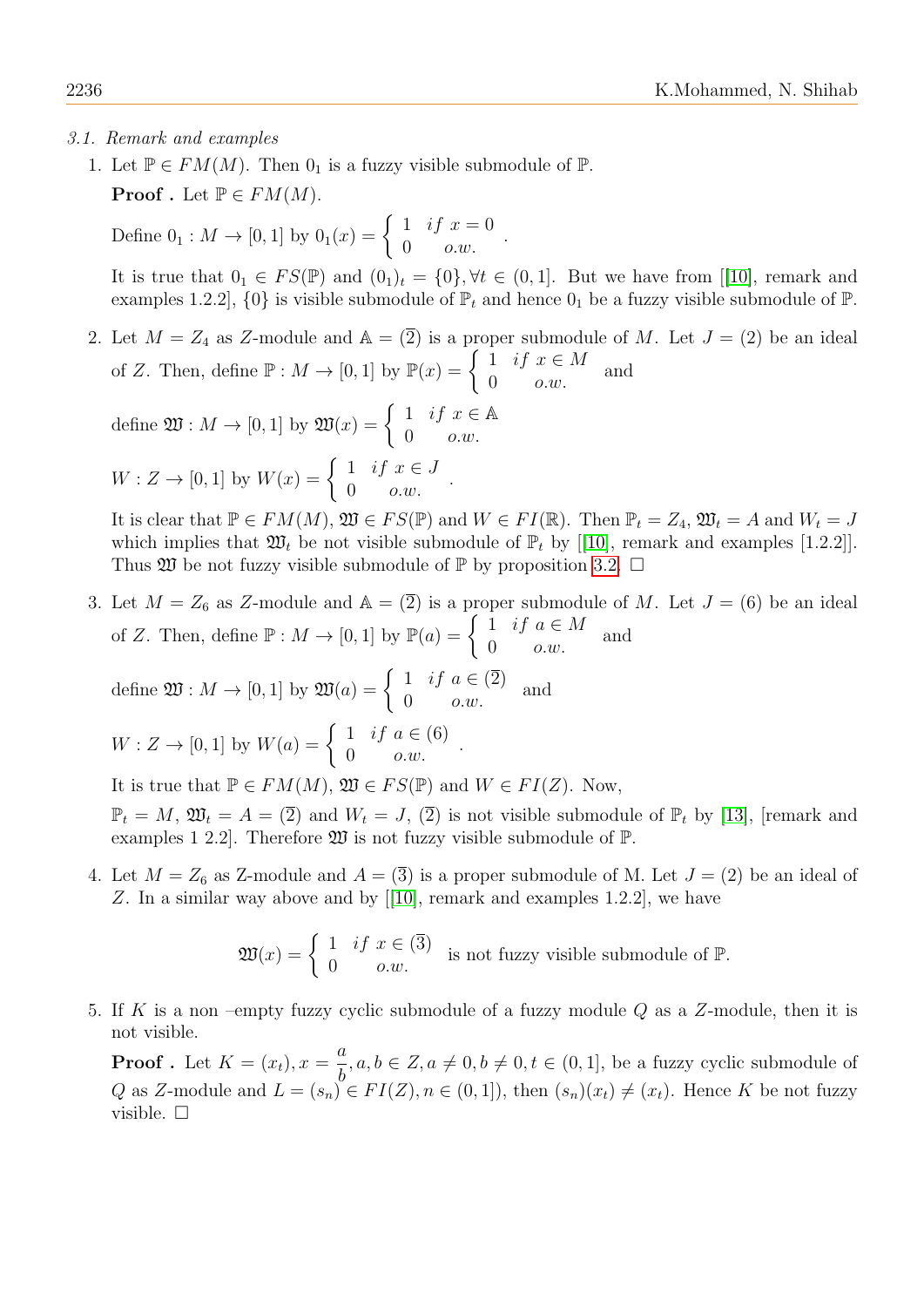*3.1. Remark and examples*

1. Let $\mathbb{P} \in FM(M)$. Then $0_1$ is a fuzzy visible submodule of $\mathbb{P}$.

   **Proof .** Let $\mathbb{P} \in FM(M)$.

   Define $0_1 : M \to [0,1]$ by $0_1(x) = \begin{cases} 1 & if\ x = 0 \\ 0 & o.w. \end{cases}$.

   It is true that $0_1 \in FS(\mathbb{P})$ and $(0_1)_t = \{0\}, \forall t \in (0,1]$. But we have from [[10], remark and examples 1.2.2], $\{0\}$ is visible submodule of $\mathbb{P}_t$ and hence $0_1$ be a fuzzy visible submodule of $\mathbb{P}$.

2. Let $M = Z_4$ as $Z$-module and $\mathbb{A} = (\overline{2})$ is a proper submodule of $M$. Let $J = (2)$ be an ideal of $Z$. Then, define $\mathbb{P} : M \to [0,1]$ by $\mathbb{P}(x) = \begin{cases} 1 & if\ x \in M \\ 0 & o.w. \end{cases}$ and

   define $\mathfrak{W} : M \to [0,1]$ by $\mathfrak{W}(x) = \begin{cases} 1 & if\ x \in \mathbb{A} \\ 0 & o.w. \end{cases}$

   $W : Z \to [0,1]$ by $W(x) = \begin{cases} 1 & if\ x \in J \\ 0 & o.w. \end{cases}$.

   It is clear that $\mathbb{P} \in FM(M)$, $\mathfrak{W} \in FS(\mathbb{P})$ and $W \in FI(\mathbb{R})$. Then $\mathbb{P}_t = Z_4$, $\mathfrak{W}_t = A$ and $W_t = J$ which implies that $\mathfrak{W}_t$ be not visible submodule of $\mathbb{P}_t$ by [[10], remark and examples [1.2.2]]. Thus $\mathfrak{W}$ be not fuzzy visible submodule of $\mathbb{P}$ by proposition 3.2. $\square$

3. Let $M = Z_6$ as $Z$-module and $\mathbb{A} = (\overline{2})$ is a proper submodule of $M$. Let $J = (6)$ be an ideal of $Z$. Then, define $\mathbb{P} : M \to [0,1]$ by $\mathbb{P}(a) = \begin{cases} 1 & if\ a \in M \\ 0 & o.w. \end{cases}$ and

   define $\mathfrak{W} : M \to [0,1]$ by $\mathfrak{W}(a) = \begin{cases} 1 & if\ a \in (\overline{2}) \\ 0 & o.w. \end{cases}$ and

   $W : Z \to [0,1]$ by $W(a) = \begin{cases} 1 & if\ a \in (6) \\ 0 & o.w. \end{cases}$.

   It is true that $\mathbb{P} \in FM(M)$, $\mathfrak{W} \in FS(\mathbb{P})$ and $W \in FI(Z)$. Now,

   $\mathbb{P}_t = M$, $\mathfrak{W}_t = A = (\overline{2})$ and $W_t = J$, $(\overline{2})$ is not visible submodule of $\mathbb{P}_t$ by [13], [remark and examples 1 2.2]. Therefore $\mathfrak{W}$ is not fuzzy visible submodule of $\mathbb{P}$.

4. Let $M = Z_6$ as Z-module and $A = (\overline{3})$ is a proper submodule of M. Let $J = (2)$ be an ideal of $Z$. In a similar way above and by [[10], remark and examples 1.2.2], we have

   $$\mathfrak{W}(x) = \begin{cases} 1 & if\ x \in (\overline{3}) \\ 0 & o.w. \end{cases} \text{ is not fuzzy visible submodule of } \mathbb{P}.$$

5. If $K$ is a non –empty fuzzy cyclic submodule of a fuzzy module $Q$ as a $Z$-module, then it is not visible.

   **Proof .** Let $K = (x_t), x = \dfrac{a}{b}, a, b \in Z, a \neq 0, b \neq 0, t \in (0,1]$, be a fuzzy cyclic submodule of $Q$ as $Z$-module and $L = (s_n) \in FI(Z), n \in (0,1])$, then $(s_n)(x_t) \neq (x_t)$. Hence $K$ be not fuzzy visible. $\square$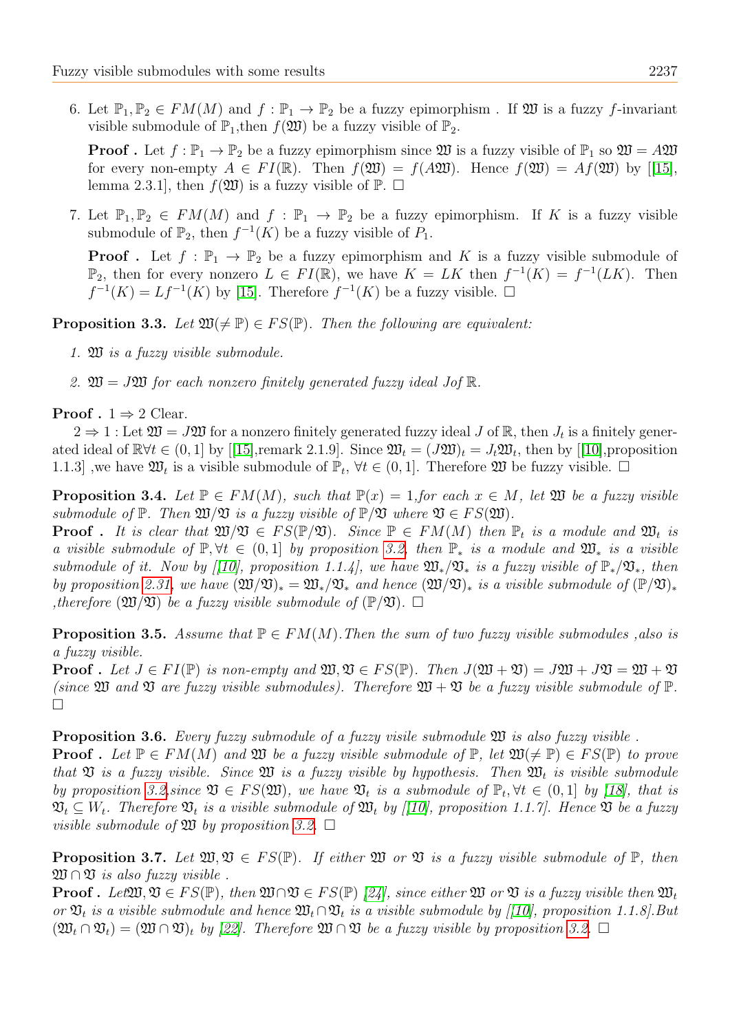6. Let $\mathbb{P}_1, \mathbb{P}_2 \in FM(M)$ and $f : \mathbb{P}_1 \to \mathbb{P}_2$ be a fuzzy epimorphism . If $\mathfrak{W}$ is a fuzzy $f$-invariant visible submodule of $\mathbb{P}_1$,then $f(\mathfrak{W})$ be a fuzzy visible of $\mathbb{P}_2$.

   **Proof .** Let $f : \mathbb{P}_1 \to \mathbb{P}_2$ be a fuzzy epimorphism since $\mathfrak{W}$ is a fuzzy visible of $\mathbb{P}_1$ so $\mathfrak{W} = A\mathfrak{W}$ for every non-empty $A \in FI(\mathbb{R})$. Then $f(\mathfrak{W}) = f(A\mathfrak{W})$. Hence $f(\mathfrak{W}) = Af(\mathfrak{W})$ by [[15], lemma 2.3.1], then $f(\mathfrak{W})$ is a fuzzy visible of $\mathbb{P}$. □

7. Let $\mathbb{P}_1, \mathbb{P}_2 \in FM(M)$ and $f : \mathbb{P}_1 \to \mathbb{P}_2$ be a fuzzy epimorphism. If $K$ is a fuzzy visible submodule of $\mathbb{P}_2$, then $f^{-1}(K)$ be a fuzzy visible of $P_1$.

   **Proof .** Let $f : \mathbb{P}_1 \to \mathbb{P}_2$ be a fuzzy epimorphism and $K$ is a fuzzy visible submodule of $\mathbb{P}_2$, then for every nonzero $L \in FI(\mathbb{R})$, we have $K = LK$ then $f^{-1}(K) = f^{-1}(LK)$. Then $f^{-1}(K) = Lf^{-1}(K)$ by [15]. Therefore $f^{-1}(K)$ be a fuzzy visible. □

**Proposition 3.3.** *Let $\mathfrak{W}(\neq \mathbb{P}) \in FS(\mathbb{P})$. Then the following are equivalent:*

1. *$\mathfrak{W}$ is a fuzzy visible submodule.*
2. *$\mathfrak{W} = J\mathfrak{W}$ for each nonzero finitely generated fuzzy ideal $J$of $\mathbb{R}$.*

**Proof .** $1 \Rightarrow 2$ Clear.

$2 \Rightarrow 1$ : Let $\mathfrak{W} = J\mathfrak{W}$ for a nonzero finitely generated fuzzy ideal $J$ of $\mathbb{R}$, then $J_t$ is a finitely generated ideal of $\mathbb{R}\forall t \in (0, 1]$ by [[15],remark 2.1.9]. Since $\mathfrak{W}_t = (J\mathfrak{W})_t = J_t\mathfrak{W}_t$, then by [[10],proposition 1.1.3] ,we have $\mathfrak{W}_t$ is a visible submodule of $\mathbb{P}_t$, $\forall t \in (0, 1]$. Therefore $\mathfrak{W}$ be fuzzy visible. □

**Proposition 3.4.** *Let $\mathbb{P} \in FM(M)$, such that $\mathbb{P}(x) = 1$,for each $x \in M$, let $\mathfrak{W}$ be a fuzzy visible submodule of $\mathbb{P}$. Then $\mathfrak{W}/\mathfrak{V}$ is a fuzzy visible of $\mathbb{P}/\mathfrak{V}$ where $\mathfrak{V} \in FS(\mathfrak{W})$.*

**Proof .** *It is clear that $\mathfrak{W}/\mathfrak{V} \in FS(\mathbb{P}/\mathfrak{V})$. Since $\mathbb{P} \in FM(M)$ then $\mathbb{P}_t$ is a module and $\mathfrak{W}_t$ is a visible submodule of $\mathbb{P}, \forall t \in (0, 1]$ by proposition 3.2, then $\mathbb{P}_*$ is a module and $\mathfrak{W}_*$ is a visible submodule of it. Now by [[10], proposition 1.1.4], we have $\mathfrak{W}_*/\mathfrak{V}_*$ is a fuzzy visible of $\mathbb{P}_*/\mathfrak{V}_*$, then by proposition 2.31, we have $(\mathfrak{W}/\mathfrak{V})_* = \mathfrak{W}_*/\mathfrak{V}_*$ and hence $(\mathfrak{W}/\mathfrak{V})_*$ is a visible submodule of $(\mathbb{P}/\mathfrak{V})_*$ ,therefore $(\mathfrak{W}/\mathfrak{V})$ be a fuzzy visible submodule of $(\mathbb{P}/\mathfrak{V})$.* □

**Proposition 3.5.** *Assume that $\mathbb{P} \in FM(M)$.Then the sum of two fuzzy visible submodules ,also is a fuzzy visible.*

**Proof .** *Let $J \in FI(\mathbb{P})$ is non-empty and $\mathfrak{W}, \mathfrak{V} \in FS(\mathbb{P})$. Then $J(\mathfrak{W} + \mathfrak{V}) = J\mathfrak{W} + J\mathfrak{V} = \mathfrak{W} + \mathfrak{V}$ (since $\mathfrak{W}$ and $\mathfrak{V}$ are fuzzy visible submodules). Therefore $\mathfrak{W} + \mathfrak{V}$ be a fuzzy visible submodule of $\mathbb{P}$.* □

**Proposition 3.6.** *Every fuzzy submodule of a fuzzy visile submodule $\mathfrak{W}$ is also fuzzy visible .*

**Proof .** *Let $\mathbb{P} \in FM(M)$ and $\mathfrak{W}$ be a fuzzy visible submodule of $\mathbb{P}$, let $\mathfrak{W}(\neq \mathbb{P}) \in FS(\mathbb{P})$ to prove that $\mathfrak{V}$ is a fuzzy visible. Since $\mathfrak{W}$ is a fuzzy visible by hypothesis. Then $\mathfrak{W}_t$ is visible submodule by proposition 3.2,since $\mathfrak{V} \in FS(\mathfrak{W})$, we have $\mathfrak{V}_t$ is a submodule of $\mathbb{P}_t, \forall t \in (0, 1]$ by [18], that is $\mathfrak{V}_t \subseteq W_t$. Therefore $\mathfrak{V}_t$ is a visible submodule of $\mathfrak{W}_t$ by [[10], proposition 1.1.7]. Hence $\mathfrak{V}$ be a fuzzy visible submodule of $\mathfrak{W}$ by proposition 3.2.* □

**Proposition 3.7.** *Let $\mathfrak{W}, \mathfrak{V} \in FS(\mathbb{P})$. If either $\mathfrak{W}$ or $\mathfrak{V}$ is a fuzzy visible submodule of $\mathbb{P}$, then $\mathfrak{W} \cap \mathfrak{V}$ is also fuzzy visible .*

**Proof .** *Let$\mathfrak{W}, \mathfrak{V} \in FS(\mathbb{P})$, then $\mathfrak{W} \cap \mathfrak{V} \in FS(\mathbb{P})$ [24], since either $\mathfrak{W}$ or $\mathfrak{V}$ is a fuzzy visible then $\mathfrak{W}_t$ or $\mathfrak{V}_t$ is a visible submodule and hence $\mathfrak{W}_t \cap \mathfrak{V}_t$ is a visible submodule by [[10], proposition 1.1.8].But $(\mathfrak{W}_t \cap \mathfrak{V}_t) = (\mathfrak{W} \cap \mathfrak{V})_t$ by [22]. Therefore $\mathfrak{W} \cap \mathfrak{V}$ be a fuzzy visible by proposition 3.2.* □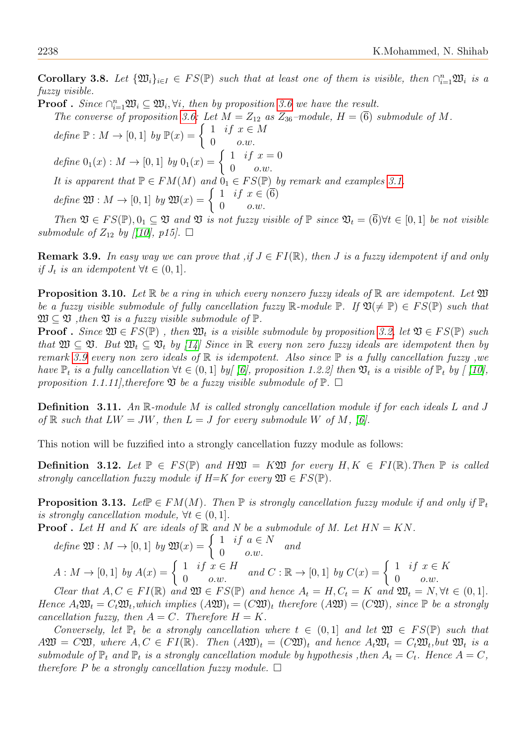**Corollary 3.8.** *Let $\{\mathfrak{W}_i\}_{i\in I} \in FS(\mathbb{P})$ such that at least one of them is visible, then $\cap_{i=1}^{n}\mathfrak{W}_i$ is a fuzzy visible.*

**Proof .** *Since $\cap_{i=1}^{n}\mathfrak{W}_i \subseteq \mathfrak{W}_i, \forall i$, then by proposition 3.6 we have the result.*

*The converse of proposition 3.6: Let $M = Z_{12}$ as $Z_{36}$–module, $H = (\overline{6})$ submodule of $M$.*

*define $\mathbb{P} : M \to [0,1]$ by* $\mathbb{P}(x) = \begin{cases} 1 & if\ x \in M \\ 0 & o.w. \end{cases}$

*define $0_1(x) : M \to [0,1]$ by* $0_1(x) = \begin{cases} 1 & if\ x = 0 \\ 0 & o.w. \end{cases}$

*It is apparent that $\mathbb{P} \in FM(M)$ and $0_1 \in FS(\mathbb{P})$ by remark and examples 3.1.*

*define $\mathfrak{W} : M \to [0,1]$ by* $\mathfrak{W}(x) = \begin{cases} 1 & if\ x \in (\overline{6}) \\ 0 & o.w. \end{cases}$

*Then $\mathfrak{V} \in FS(\mathbb{P}), 0_1 \subseteq \mathfrak{V}$ and $\mathfrak{V}$ is not fuzzy visible of $\mathbb{P}$ since $\mathfrak{V}_t = (\overline{6}) \forall t \in [0,1]$ be not visible submodule of $Z_{12}$ by [[10], p15].* □

**Remark 3.9.** *In easy way we can prove that ,if $J \in FI(\mathbb{R})$, then $J$ is a fuzzy idempotent if and only if $J_t$ is an idempotent $\forall t \in (0,1]$.*

**Proposition 3.10.** *Let $\mathbb{R}$ be a ring in which every nonzero fuzzy ideals of $\mathbb{R}$ are idempotent. Let $\mathfrak{W}$ be a fuzzy visible submodule of fully cancellation fuzzy $\mathbb{R}$-module $\mathbb{P}$. If $\mathfrak{V}(\neq \mathbb{P}) \in FS(\mathbb{P})$ such that $\mathfrak{W} \subseteq \mathfrak{V}$ ,then $\mathfrak{V}$ is a fuzzy visible submodule of $\mathbb{P}$.*

**Proof .** *Since $\mathfrak{W} \in FS(\mathbb{P})$ , then $\mathfrak{W}_t$ is a visible submodule by proposition 3.2, let $\mathfrak{V} \in FS(\mathbb{P})$ such that $\mathfrak{W} \subseteq \mathfrak{V}$. But $\mathfrak{W}_t \subseteq \mathfrak{V}_t$ by [14] Since in $\mathbb{R}$ every non zero fuzzy ideals are idempotent then by remark 3.9 every non zero ideals of $\mathbb{R}$ is idempotent. Also since $\mathbb{P}$ is a fully cancellation fuzzy ,we have $\mathbb{P}_t$ is a fully cancellation $\forall t \in (0,1]$ by[ [6], proposition 1.2.2] then $\mathfrak{V}_t$ is a visible of $\mathbb{P}_t$ by [ [10], proposition 1.1.11],therefore $\mathfrak{V}$ be a fuzzy visible submodule of $\mathbb{P}$.* □

**Definition 3.11.** *An $\mathbb{R}$-module $M$ is called strongly cancellation module if for each ideals $L$ and $J$ of $\mathbb{R}$ such that $LW = JW$, then $L = J$ for every submodule $W$ of $M$, [6].*

This notion will be fuzzified into a strongly cancellation fuzzy module as follows:

**Definition 3.12.** *Let $\mathbb{P} \in FS(\mathbb{P})$ and $H\mathfrak{W} = K\mathfrak{W}$ for every $H, K \in FI(\mathbb{R})$.Then $\mathbb{P}$ is called strongly cancellation fuzzy module if H=K for every $\mathfrak{W} \in FS(\mathbb{P})$.*

**Proposition 3.13.** *Let$\mathbb{P} \in FM(M)$. Then $\mathbb{P}$ is strongly cancellation fuzzy module if and only if $\mathbb{P}_t$ is strongly cancellation module, $\forall t \in (0,1]$.*

**Proof .** *Let $H$ and $K$ are ideals of $\mathbb{R}$ and $N$ be a submodule of $M$. Let $HN = KN$.*

*define $\mathfrak{W} : M \to [0,1]$ by* $\mathfrak{W}(x) = \begin{cases} 1 & if\ a \in N \\ 0 & o.w. \end{cases}$ *and*

$A : M \to [0,1]$ *by* $A(x) = \begin{cases} 1 & if\ x \in H \\ 0 & o.w. \end{cases}$ *and* $C : \mathbb{R} \to [0,1]$ *by* $C(x) = \begin{cases} 1 & if\ x \in K \\ 0 & o.w. \end{cases}$

*Clear that $A, C \in FI(\mathbb{R})$ and $\mathfrak{W} \in FS(\mathbb{P})$ and hence $A_t = H, C_t = K$ and $\mathfrak{W}_t = N, \forall t \in (0,1]$. Hence $A_t\mathfrak{W}_t = C_t\mathfrak{W}_t$,which implies $(A\mathfrak{W})_t = (C\mathfrak{W})_t$ therefore $(A\mathfrak{W}) = (C\mathfrak{W})$, since $\mathbb{P}$ be a strongly cancellation fuzzy, then $A = C$. Therefore $H = K$.*

*Conversely, let $\mathbb{P}_t$ be a strongly cancellation where $t \in (0,1]$ and let $\mathfrak{W} \in FS(\mathbb{P})$ such that $A\mathfrak{W} = C\mathfrak{W}$, where $A, C \in FI(\mathbb{R})$. Then $(A\mathfrak{W})_t = (C\mathfrak{W})_t$ and hence $A_t\mathfrak{W}_t = C_t\mathfrak{W}_t$,but $\mathfrak{W}_t$ is a submodule of $\mathbb{P}_t$ and $\mathbb{P}_t$ is a strongly cancellation module by hypothesis ,then $A_t = C_t$. Hence $A = C$, therefore $P$ be a strongly cancellation fuzzy module.* □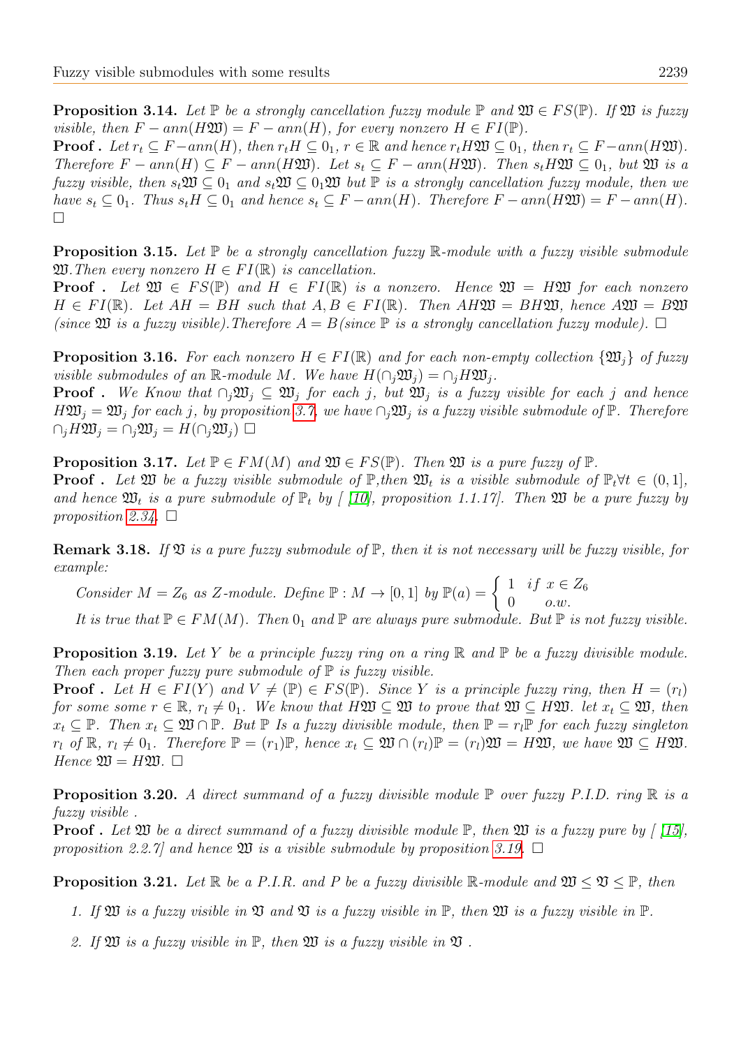**Proposition 3.14.** *Let $\mathbb{P}$ be a strongly cancellation fuzzy module $\mathbb{P}$ and $\mathfrak{W} \in FS(\mathbb{P})$. If $\mathfrak{W}$ is fuzzy visible, then $F - ann(H\mathfrak{W}) = F - ann(H)$, for every nonzero $H \in FI(\mathbb{P})$.*

**Proof .** *Let $r_t \subseteq F - ann(H)$, then $r_t H \subseteq 0_1$, $r \in \mathbb{R}$ and hence $r_t H\mathfrak{W} \subseteq 0_1$, then $r_t \subseteq F - ann(H\mathfrak{W})$. Therefore $F - ann(H) \subseteq F - ann(H\mathfrak{W})$. Let $s_t \subseteq F - ann(H\mathfrak{W})$. Then $s_t H\mathfrak{W} \subseteq 0_1$, but $\mathfrak{W}$ is a fuzzy visible, then $s_t\mathfrak{W} \subseteq 0_1$ and $s_t\mathfrak{W} \subseteq 0_1\mathfrak{W}$ but $\mathbb{P}$ is a strongly cancellation fuzzy module, then we have $s_t \subseteq 0_1$. Thus $s_t H \subseteq 0_1$ and hence $s_t \subseteq F - ann(H)$. Therefore $F - ann(H\mathfrak{W}) = F - ann(H)$.* □

**Proposition 3.15.** *Let $\mathbb{P}$ be a strongly cancellation fuzzy $\mathbb{R}$-module with a fuzzy visible submodule $\mathfrak{W}$.Then every nonzero $H \in FI(\mathbb{R})$ is cancellation.*

**Proof .** *Let $\mathfrak{W} \in FS(\mathbb{P})$ and $H \in FI(\mathbb{R})$ is a nonzero. Hence $\mathfrak{W} = H\mathfrak{W}$ for each nonzero $H \in FI(\mathbb{R})$. Let $AH = BH$ such that $A, B \in FI(\mathbb{R})$. Then $AH\mathfrak{W} = BH\mathfrak{W}$, hence $A\mathfrak{W} = B\mathfrak{W}$ (since $\mathfrak{W}$ is a fuzzy visible).Therefore $A = B$(since $\mathbb{P}$ is a strongly cancellation fuzzy module).* □

**Proposition 3.16.** *For each nonzero $H \in FI(\mathbb{R})$ and for each non-empty collection $\{\mathfrak{W}_j\}$ of fuzzy visible submodules of an $\mathbb{R}$-module $M$. We have $H(\cap_j\mathfrak{W}_j) = \cap_j H\mathfrak{W}_j$.*

**Proof .** *We Know that $\cap_j\mathfrak{W}_j \subseteq \mathfrak{W}_j$ for each $j$, but $\mathfrak{W}_j$ is a fuzzy visible for each $j$ and hence $H\mathfrak{W}_j = \mathfrak{W}_j$ for each $j$, by proposition 3.7, we have $\cap_j\mathfrak{W}_j$ is a fuzzy visible submodule of $\mathbb{P}$. Therefore $\cap_j H\mathfrak{W}_j = \cap_j\mathfrak{W}_j = H(\cap_j\mathfrak{W}_j)$* □

**Proposition 3.17.** *Let $\mathbb{P} \in FM(M)$ and $\mathfrak{W} \in FS(\mathbb{P})$. Then $\mathfrak{W}$ is a pure fuzzy of $\mathbb{P}$.*

**Proof .** *Let $\mathfrak{W}$ be a fuzzy visible submodule of $\mathbb{P}$,then $\mathfrak{W}_t$ is a visible submodule of $\mathbb{P}_t \forall t \in (0,1]$, and hence $\mathfrak{W}_t$ is a pure submodule of $\mathbb{P}_t$ by [ [10], proposition 1.1.17]. Then $\mathfrak{W}$ be a pure fuzzy by proposition 2.34.* □

**Remark 3.18.** *If $\mathfrak{V}$ is a pure fuzzy submodule of $\mathbb{P}$, then it is not necessary will be fuzzy visible, for example:*

*Consider $M = Z_6$ as $Z$-module. Define $\mathbb{P} : M \to [0,1]$ by $\mathbb{P}(a) = \begin{cases} 1 & if\ x \in Z_6 \\ 0 & o.w. \end{cases}$*

*It is true that $\mathbb{P} \in FM(M)$. Then $0_1$ and $\mathbb{P}$ are always pure submodule. But $\mathbb{P}$ is not fuzzy visible.*

**Proposition 3.19.** *Let $Y$ be a principle fuzzy ring on a ring $\mathbb{R}$ and $\mathbb{P}$ be a fuzzy divisible module. Then each proper fuzzy pure submodule of $\mathbb{P}$ is fuzzy visible.*

**Proof .** *Let $H \in FI(Y)$ and $V \neq (\mathbb{P}) \in FS(\mathbb{P})$. Since $Y$ is a principle fuzzy ring, then $H = (r_l)$ for some some $r \in \mathbb{R}$, $r_l \neq 0_1$. We know that $H\mathfrak{W} \subseteq \mathfrak{W}$ to prove that $\mathfrak{W} \subseteq H\mathfrak{W}$. let $x_t \subseteq \mathfrak{W}$, then $x_t \subseteq \mathbb{P}$. Then $x_t \subseteq \mathfrak{W} \cap \mathbb{P}$. But $\mathbb{P}$ Is a fuzzy divisible module, then $\mathbb{P} = r_l\mathbb{P}$ for each fuzzy singleton $r_l$ of $\mathbb{R}$, $r_l \neq 0_1$. Therefore $\mathbb{P} = (r_1)\mathbb{P}$, hence $x_t \subseteq \mathfrak{W} \cap (r_l)\mathbb{P} = (r_l)\mathfrak{W} = H\mathfrak{W}$, we have $\mathfrak{W} \subseteq H\mathfrak{W}$. Hence $\mathfrak{W} = H\mathfrak{W}$.* □

**Proposition 3.20.** *A direct summand of a fuzzy divisible module $\mathbb{P}$ over fuzzy P.I.D. ring $\mathbb{R}$ is a fuzzy visible .*

**Proof .** *Let $\mathfrak{W}$ be a direct summand of a fuzzy divisible module $\mathbb{P}$, then $\mathfrak{W}$ is a fuzzy pure by [ [15], proposition 2.2.7] and hence $\mathfrak{W}$ is a visible submodule by proposition 3.19.* □

**Proposition 3.21.** *Let $\mathbb{R}$ be a P.I.R. and $P$ be a fuzzy divisible $\mathbb{R}$-module and $\mathfrak{W} \leq \mathfrak{V} \leq \mathbb{P}$, then*

1. *If $\mathfrak{W}$ is a fuzzy visible in $\mathfrak{V}$ and $\mathfrak{V}$ is a fuzzy visible in $\mathbb{P}$, then $\mathfrak{W}$ is a fuzzy visible in $\mathbb{P}$.*
2. *If $\mathfrak{W}$ is a fuzzy visible in $\mathbb{P}$, then $\mathfrak{W}$ is a fuzzy visible in $\mathfrak{V}$ .*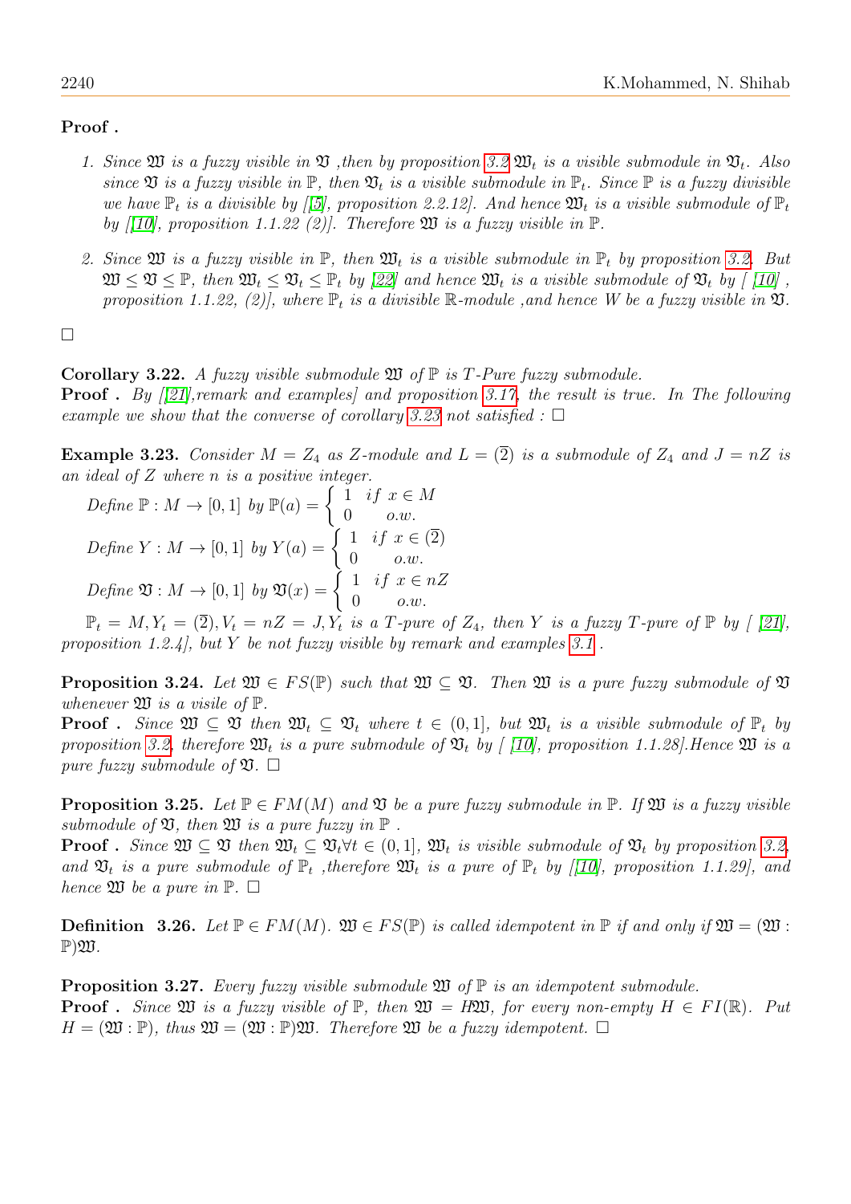**Proof .**

1. *Since $\mathfrak{W}$ is a fuzzy visible in $\mathfrak{V}$ ,then by proposition 3.2 $\mathfrak{W}_t$ is a visible submodule in $\mathfrak{V}_t$. Also since $\mathfrak{V}$ is a fuzzy visible in $\mathbb{P}$, then $\mathfrak{V}_t$ is a visible submodule in $\mathbb{P}_t$. Since $\mathbb{P}$ is a fuzzy divisible we have $\mathbb{P}_t$ is a divisible by [[5], proposition 2.2.12]. And hence $\mathfrak{W}_t$ is a visible submodule of $\mathbb{P}_t$ by [[10], proposition 1.1.22 (2)]. Therefore $\mathfrak{W}$ is a fuzzy visible in $\mathbb{P}$.*

2. *Since $\mathfrak{W}$ is a fuzzy visible in $\mathbb{P}$, then $\mathfrak{W}_t$ is a visible submodule in $\mathbb{P}_t$ by proposition 3.2. But $\mathfrak{W} \leq \mathfrak{V} \leq \mathbb{P}$, then $\mathfrak{W}_t \leq \mathfrak{V}_t \leq \mathbb{P}_t$ by [22] and hence $\mathfrak{W}_t$ is a visible submodule of $\mathfrak{V}_t$ by [ [10] , proposition 1.1.22, (2)], where $\mathbb{P}_t$ is a divisible $\mathbb{R}$-module ,and hence $W$ be a fuzzy visible in $\mathfrak{V}$.*

□

**Corollary 3.22.** *A fuzzy visible submodule $\mathfrak{W}$ of $\mathbb{P}$ is T-Pure fuzzy submodule.*
**Proof .** *By [[21],remark and examples] and proposition 3.17, the result is true. In The following example we show that the converse of corollary 3.23 not satisfied :* □

**Example 3.23.** *Consider $M = Z_4$ as Z-module and $L = (\bar{2})$ is a submodule of $Z_4$ and $J = nZ$ is an ideal of $Z$ where n is a positive integer.*

*Define $\mathbb{P} : M \to [0,1]$ by $\mathbb{P}(a) = \begin{cases} 1 & if\ x \in M \\ 0 & o.w. \end{cases}$*

*Define $Y : M \to [0,1]$ by $Y(a) = \begin{cases} 1 & if\ x \in (\bar{2}) \\ 0 & o.w. \end{cases}$*

*Define $\mathfrak{V} : M \to [0,1]$ by $\mathfrak{V}(x) = \begin{cases} 1 & if\ x \in nZ \\ 0 & o.w. \end{cases}$*

$\mathbb{P}_t = M, Y_t = (\bar{2}), V_t = nZ = J, Y_t$ is a T-pure of $Z_4$, then $Y$ is a fuzzy T-pure of $\mathbb{P}$ by [ [21], proposition 1.2.4], but $Y$ be not fuzzy visible by remark and examples 3.1 .

**Proposition 3.24.** *Let $\mathfrak{W} \in FS(\mathbb{P})$ such that $\mathfrak{W} \subseteq \mathfrak{V}$. Then $\mathfrak{W}$ is a pure fuzzy submodule of $\mathfrak{V}$ whenever $\mathfrak{W}$ is a visile of $\mathbb{P}$.*
**Proof .** *Since $\mathfrak{W} \subseteq \mathfrak{V}$ then $\mathfrak{W}_t \subseteq \mathfrak{V}_t$ where $t \in (0,1]$, but $\mathfrak{W}_t$ is a visible submodule of $\mathbb{P}_t$ by proposition 3.2, therefore $\mathfrak{W}_t$ is a pure submodule of $\mathfrak{V}_t$ by [ [10], proposition 1.1.28].Hence $\mathfrak{W}$ is a pure fuzzy submodule of $\mathfrak{V}$.* □

**Proposition 3.25.** *Let $\mathbb{P} \in FM(M)$ and $\mathfrak{V}$ be a pure fuzzy submodule in $\mathbb{P}$. If $\mathfrak{W}$ is a fuzzy visible submodule of $\mathfrak{V}$, then $\mathfrak{W}$ is a pure fuzzy in $\mathbb{P}$ .*
**Proof .** *Since $\mathfrak{W} \subseteq \mathfrak{V}$ then $\mathfrak{W}_t \subseteq \mathfrak{V}_t \forall t \in (0,1]$, $\mathfrak{W}_t$ is visible submodule of $\mathfrak{V}_t$ by proposition 3.2, and $\mathfrak{V}_t$ is a pure submodule of $\mathbb{P}_t$ ,therefore $\mathfrak{W}_t$ is a pure of $\mathbb{P}_t$ by [[10], proposition 1.1.29], and hence $\mathfrak{W}$ be a pure in $\mathbb{P}$.* □

**Definition 3.26.** *Let $\mathbb{P} \in FM(M)$. $\mathfrak{W} \in FS(\mathbb{P})$ is called idempotent in $\mathbb{P}$ if and only if $\mathfrak{W} = (\mathfrak{W} : \mathbb{P})\mathfrak{W}$.*

**Proposition 3.27.** *Every fuzzy visible submodule $\mathfrak{W}$ of $\mathbb{P}$ is an idempotent submodule.*
**Proof .** *Since $\mathfrak{W}$ is a fuzzy visible of $\mathbb{P}$, then $\mathfrak{W} = H\mathfrak{W}$, for every non-empty $H \in FI(\mathbb{R})$. Put $H = (\mathfrak{W} : \mathbb{P})$, thus $\mathfrak{W} = (\mathfrak{W} : \mathbb{P})\mathfrak{W}$. Therefore $\mathfrak{W}$ be a fuzzy idempotent.* □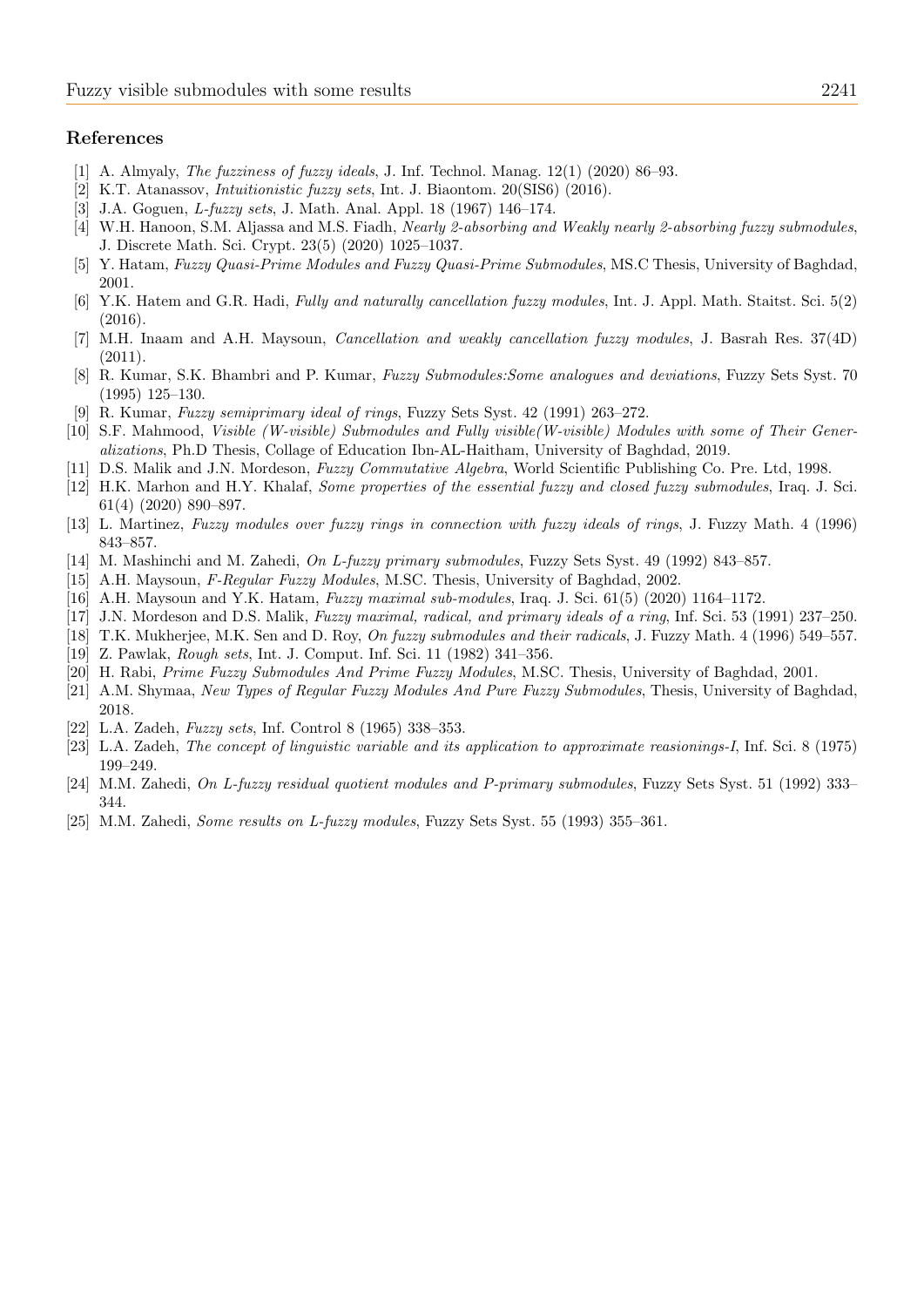## References

[1] A. Almyaly, *The fuzziness of fuzzy ideals*, J. Inf. Technol. Manag. 12(1) (2020) 86–93.

[2] K.T. Atanassov, *Intuitionistic fuzzy sets*, Int. J. Biaontom. 20(SIS6) (2016).

[3] J.A. Goguen, *L-fuzzy sets*, J. Math. Anal. Appl. 18 (1967) 146–174.

[4] W.H. Hanoon, S.M. Aljassa and M.S. Fiadh, *Nearly 2-absorbing and Weakly nearly 2-absorbing fuzzy submodules*, J. Discrete Math. Sci. Crypt. 23(5) (2020) 1025–1037.

[5] Y. Hatam, *Fuzzy Quasi-Prime Modules and Fuzzy Quasi-Prime Submodules*, MS.C Thesis, University of Baghdad, 2001.

[6] Y.K. Hatem and G.R. Hadi, *Fully and naturally cancellation fuzzy modules*, Int. J. Appl. Math. Staitst. Sci. 5(2) (2016).

[7] M.H. Inaam and A.H. Maysoun, *Cancellation and weakly cancellation fuzzy modules*, J. Basrah Res. 37(4D) (2011).

[8] R. Kumar, S.K. Bhambri and P. Kumar, *Fuzzy Submodules:Some analogues and deviations*, Fuzzy Sets Syst. 70 (1995) 125–130.

[9] R. Kumar, *Fuzzy semiprimary ideal of rings*, Fuzzy Sets Syst. 42 (1991) 263–272.

[10] S.F. Mahmood, *Visible (W-visible) Submodules and Fully visible(W-visible) Modules with some of Their Generalizations*, Ph.D Thesis, Collage of Education Ibn-AL-Haitham, University of Baghdad, 2019.

[11] D.S. Malik and J.N. Mordeson, *Fuzzy Commutative Algebra*, World Scientific Publishing Co. Pre. Ltd, 1998.

[12] H.K. Marhon and H.Y. Khalaf, *Some properties of the essential fuzzy and closed fuzzy submodules*, Iraq. J. Sci. 61(4) (2020) 890–897.

[13] L. Martinez, *Fuzzy modules over fuzzy rings in connection with fuzzy ideals of rings*, J. Fuzzy Math. 4 (1996) 843–857.

[14] M. Mashinchi and M. Zahedi, *On L-fuzzy primary submodules*, Fuzzy Sets Syst. 49 (1992) 843–857.

[15] A.H. Maysoun, *F-Regular Fuzzy Modules*, M.SC. Thesis, University of Baghdad, 2002.

[16] A.H. Maysoun and Y.K. Hatam, *Fuzzy maximal sub-modules*, Iraq. J. Sci. 61(5) (2020) 1164–1172.

[17] J.N. Mordeson and D.S. Malik, *Fuzzy maximal, radical, and primary ideals of a ring*, Inf. Sci. 53 (1991) 237–250.

[18] T.K. Mukherjee, M.K. Sen and D. Roy, *On fuzzy submodules and their radicals*, J. Fuzzy Math. 4 (1996) 549–557.

[19] Z. Pawlak, *Rough sets*, Int. J. Comput. Inf. Sci. 11 (1982) 341–356.

[20] H. Rabi, *Prime Fuzzy Submodules And Prime Fuzzy Modules*, M.SC. Thesis, University of Baghdad, 2001.

[21] A.M. Shymaa, *New Types of Regular Fuzzy Modules And Pure Fuzzy Submodules*, Thesis, University of Baghdad, 2018.

[22] L.A. Zadeh, *Fuzzy sets*, Inf. Control 8 (1965) 338–353.

[23] L.A. Zadeh, *The concept of linguistic variable and its application to approximate reasionings-I*, Inf. Sci. 8 (1975) 199–249.

[24] M.M. Zahedi, *On L-fuzzy residual quotient modules and P-primary submodules*, Fuzzy Sets Syst. 51 (1992) 333–344.

[25] M.M. Zahedi, *Some results on L-fuzzy modules*, Fuzzy Sets Syst. 55 (1993) 355–361.